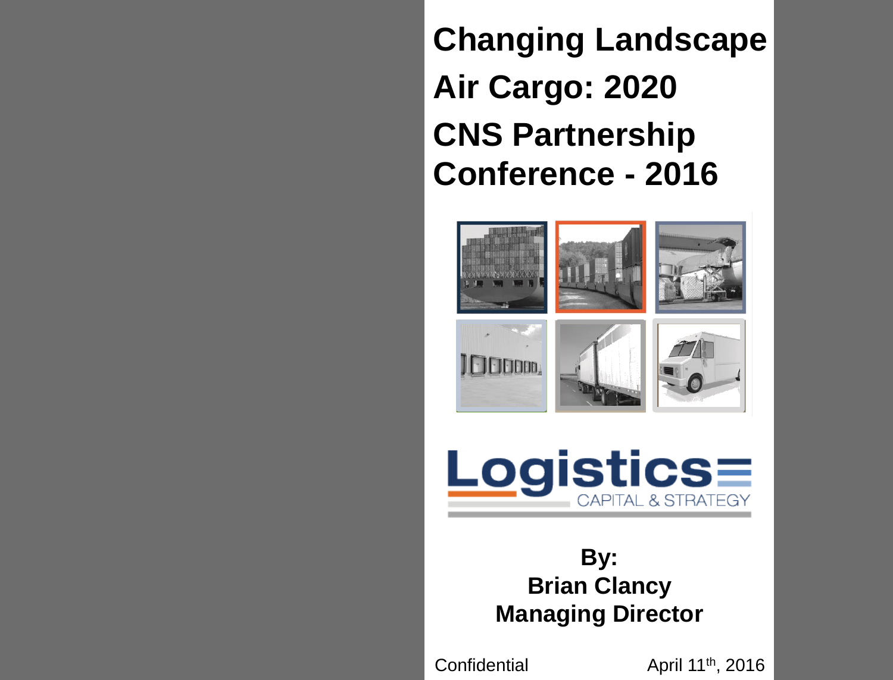# Changing Landscape

# Air Cargo: 2020

# CNS Partnership Conference - 2016

Logistics CAPITAL & STRATEGY

**By:**
**Brian Clancy**
**Managing Director**

Confidential

April 11th, 2016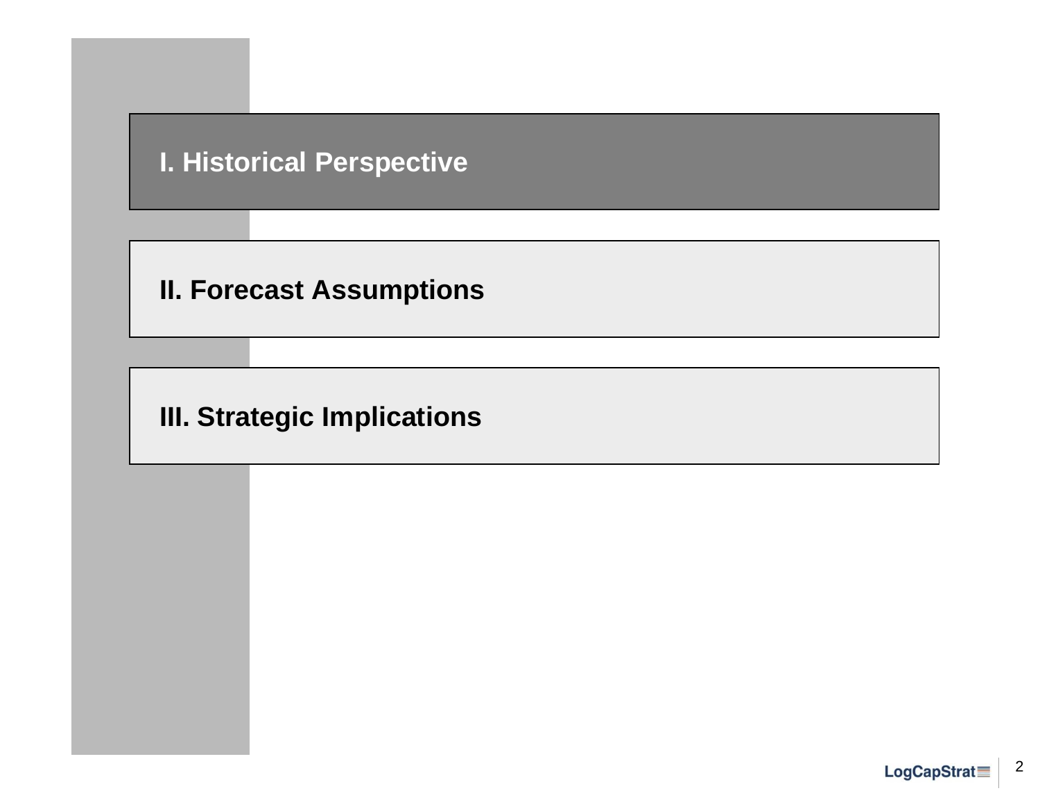## I. Historical Perspective

## II. Forecast Assumptions

## III. Strategic Implications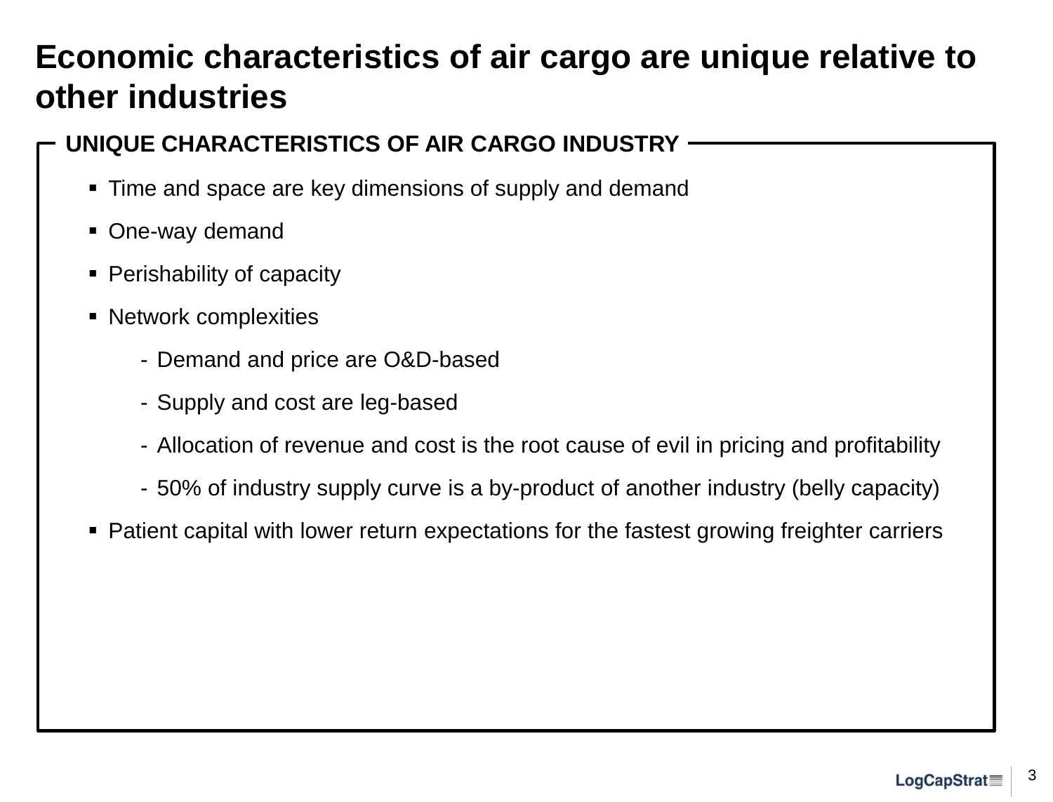# Economic characteristics of air cargo are unique relative to other industries

## UNIQUE CHARACTERISTICS OF AIR CARGO INDUSTRY

- Time and space are key dimensions of supply and demand
- One-way demand
- Perishability of capacity
- Network complexities
  - Demand and price are O&D-based
  - Supply and cost are leg-based
  - Allocation of revenue and cost is the root cause of evil in pricing and profitability
  - 50% of industry supply curve is a by-product of another industry (belly capacity)
- Patient capital with lower return expectations for the fastest growing freighter carriers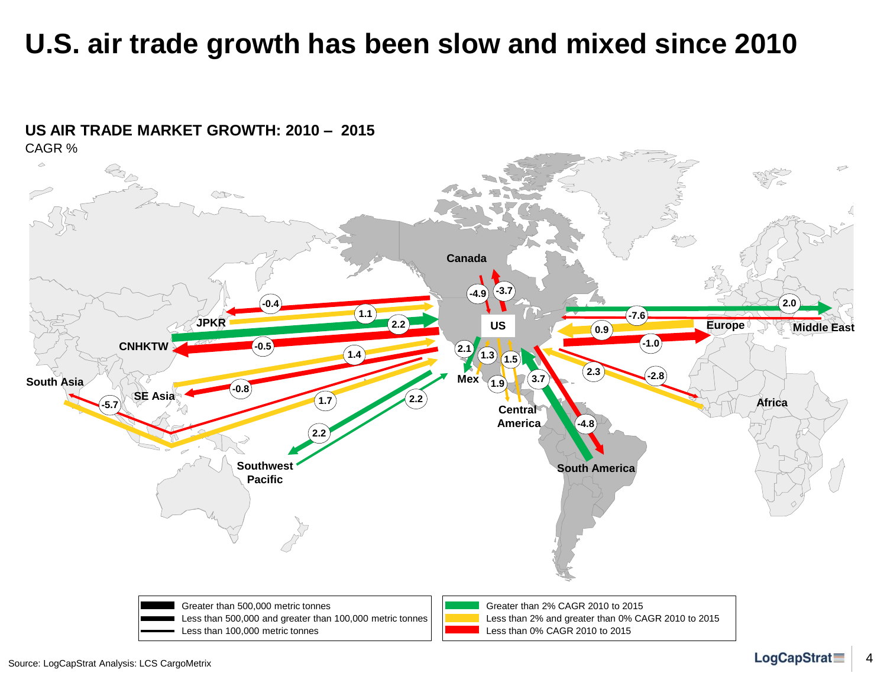# U.S. air trade growth has been slow and mixed since 2010

**US AIR TRADE MARKET GROWTH: 2010 – 2015**

CAGR %

Canada -4.9 -3.7

JPKR -0.4 1.1

CNHKTW 2.2 -0.5

SE Asia 1.4 -0.8

South Asia -5.7 1.7

Southwest Pacific 2.2 2.2

Mex 2.1 1.3

Central America 1.5 1.9

South America 3.7 -4.8

Europe -7.6 0.9 -1.0

Middle East 2.0

Africa 2.3 -2.8

US

| | |
|---|---|
| Greater than 500,000 metric tonnes | Greater than 2% CAGR 2010 to 2015 |
| Less than 500,000 and greater than 100,000 metric tonnes | Less than 2% and greater than 0% CAGR 2010 to 2015 |
| Less than 100,000 metric tonnes | Less than 0% CAGR 2010 to 2015 |

Source: LogCapStrat Analysis: LCS CargoMetrix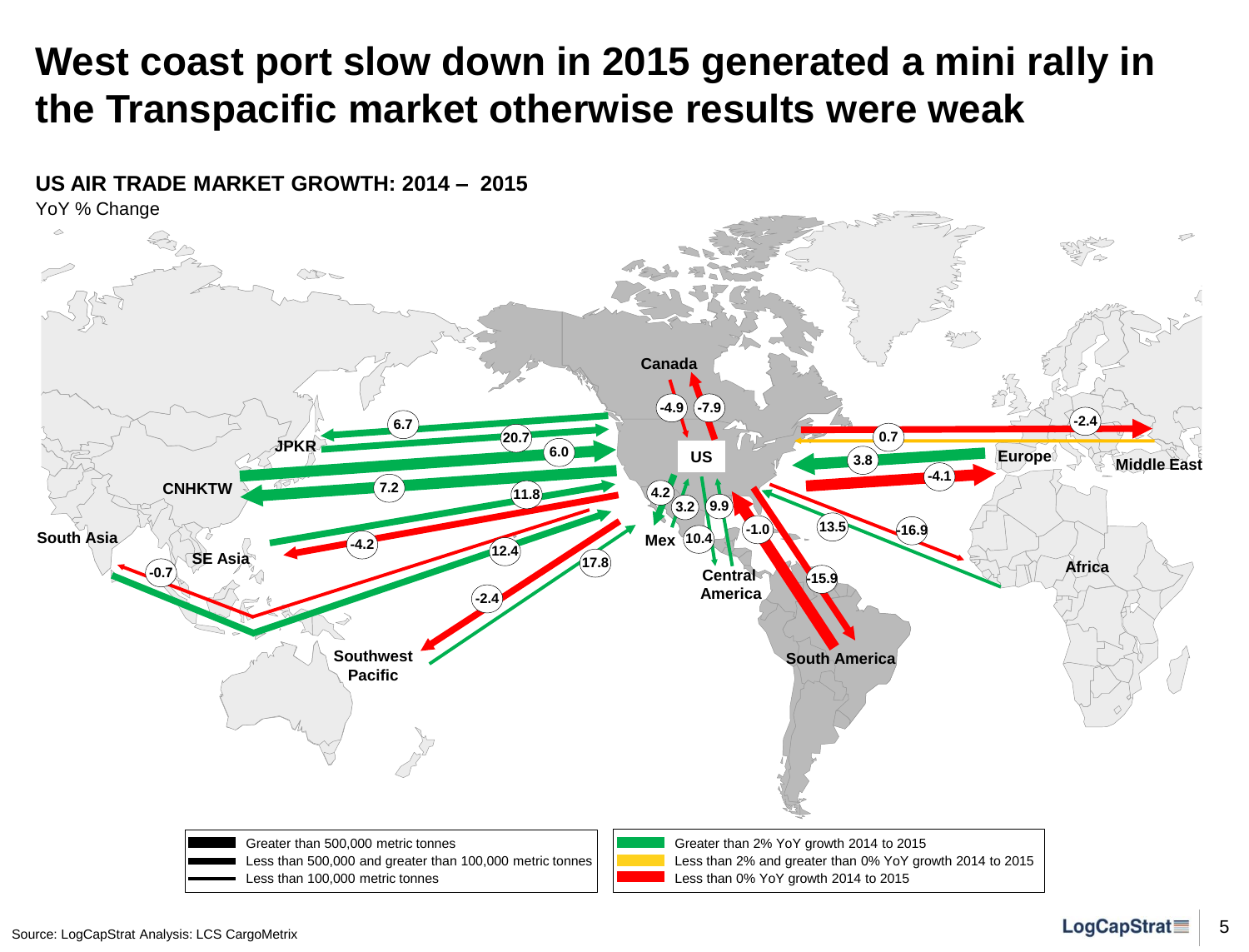# West coast port slow down in 2015 generated a mini rally in the Transpacific market otherwise results were weak

**US AIR TRADE MARKET GROWTH: 2014 – 2015**

YoY % Change

Canada, US, JPKR, CNHKTW, South Asia, SE Asia, Southwest Pacific, Mex, Central America, South America, Europe, Middle East, Africa

-4.9 -7.9 6.7 20.7 6.0 7.2 11.8 4.2 3.2 9.9 -4.2 12.4 -0.7 17.8 -2.4 10.4 -1.0 13.5 -16.9 -15.9 -2.4 0.7 3.8 -4.1

| Line width | Description |
|---|---|
| Thick | Greater than 500,000 metric tonnes |
| Medium | Less than 500,000 and greater than 100,000 metric tonnes |
| Thin | Less than 100,000 metric tonnes |

| Color | Description |
|---|---|
| Green | Greater than 2% YoY growth 2014 to 2015 |
| Yellow | Less than 2% and greater than 0% YoY growth 2014 to 2015 |
| Red | Less than 0% YoY growth 2014 to 2015 |

Source: LogCapStrat Analysis: LCS CargoMetrix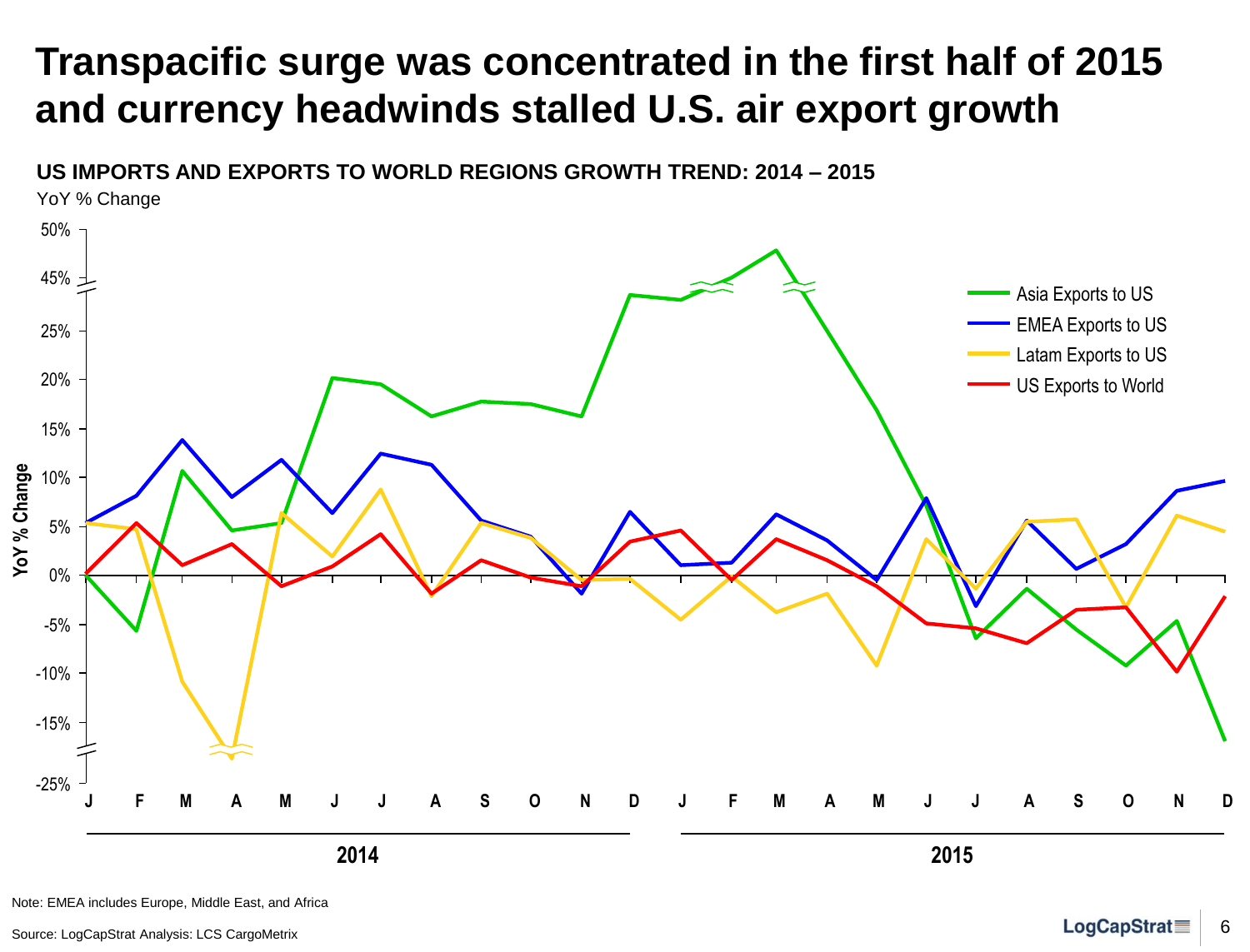# Transpacific surge was concentrated in the first half of 2015 and currency headwinds stalled U.S. air export growth

**US IMPORTS AND EXPORTS TO WORLD REGIONS GROWTH TREND: 2014 – 2015**

YoY % Change

Note: EMEA includes Europe, Middle East, and Africa

Source: LogCapStrat Analysis: LCS CargoMetrix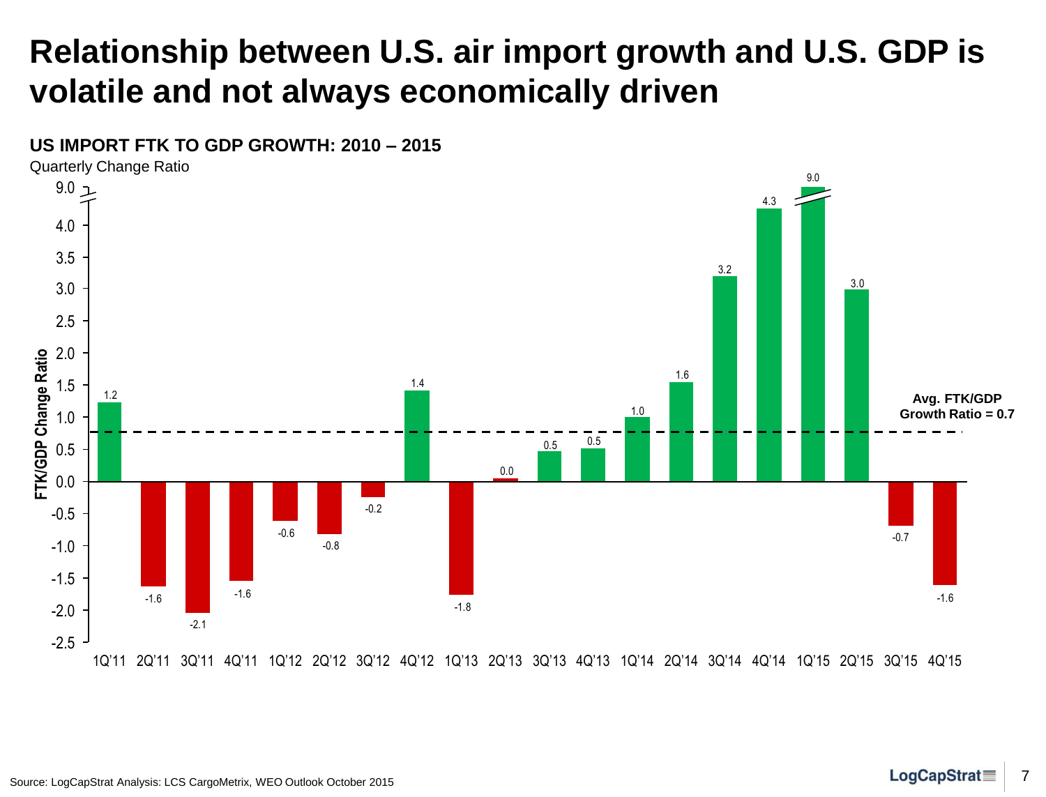# Relationship between U.S. air import growth and U.S. GDP is volatile and not always economically driven

**US IMPORT FTK TO GDP GROWTH: 2010 – 2015**

Quarterly Change Ratio

| Quarter | FTK/GDP Change Ratio |
| --- | --- |
| 1Q'11 | 1.2 |
| 2Q'11 | -1.6 |
| 3Q'11 | -2.1 |
| 4Q'11 | -1.6 |
| 1Q'12 | -0.6 |
| 2Q'12 | -0.8 |
| 3Q'12 | -0.2 |
| 4Q'12 | 1.4 |
| 1Q'13 | -1.8 |
| 2Q'13 | 0.0 |
| 3Q'13 | 0.5 |
| 4Q'13 | 0.5 |
| 1Q'14 | 1.0 |
| 2Q'14 | 1.6 |
| 3Q'14 | 3.2 |
| 4Q'14 | 4.3 |
| 1Q'15 | 9.0 |
| 2Q'15 | 3.0 |
| 3Q'15 | -0.7 |
| 4Q'15 | -1.6 |

**Avg. FTK/GDP Growth Ratio = 0.7**

Source: LogCapStrat Analysis: LCS CargoMetrix, WEO Outlook October 2015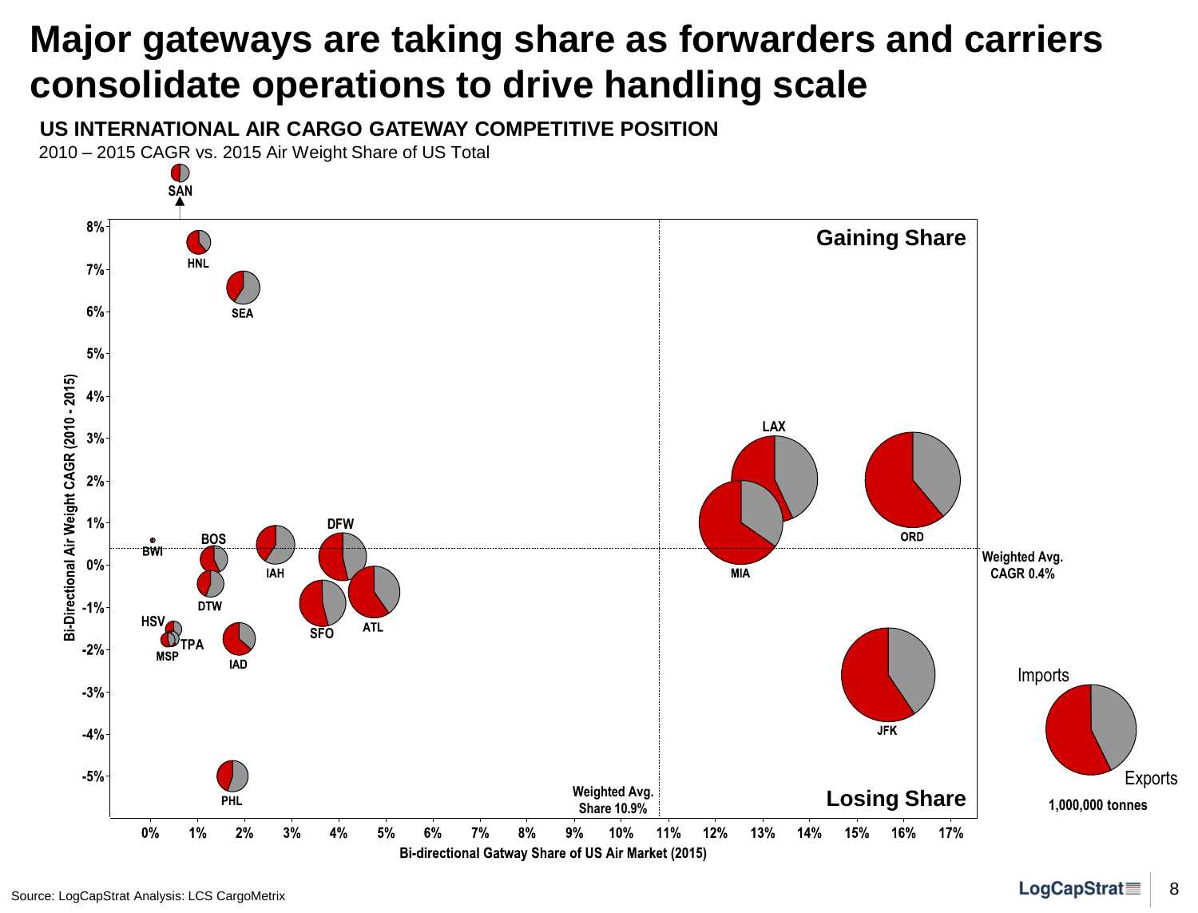# Major gateways are taking share as forwarders and carriers consolidate operations to drive handling scale

**US INTERNATIONAL AIR CARGO GATEWAY COMPETITIVE POSITION**

2010 – 2015 CAGR vs. 2015 Air Weight Share of US Total

Gaining Share

Losing Share

Weighted Avg. CAGR 0.4%

Weighted Avg. Share 10.9%

Bi-Directional Air Weight CAGR (2010 - 2015)

Bi-directional Gatway Share of US Air Market (2015)

SAN, HNL, SEA, BWI, BOS, IAH, DFW, DTW, SFO, ATL, HSV, TPA, MSP, IAD, PHL, LAX, MIA, ORD, JFK

Imports

Exports

1,000,000 tonnes

Source: LogCapStrat Analysis: LCS CargoMetrix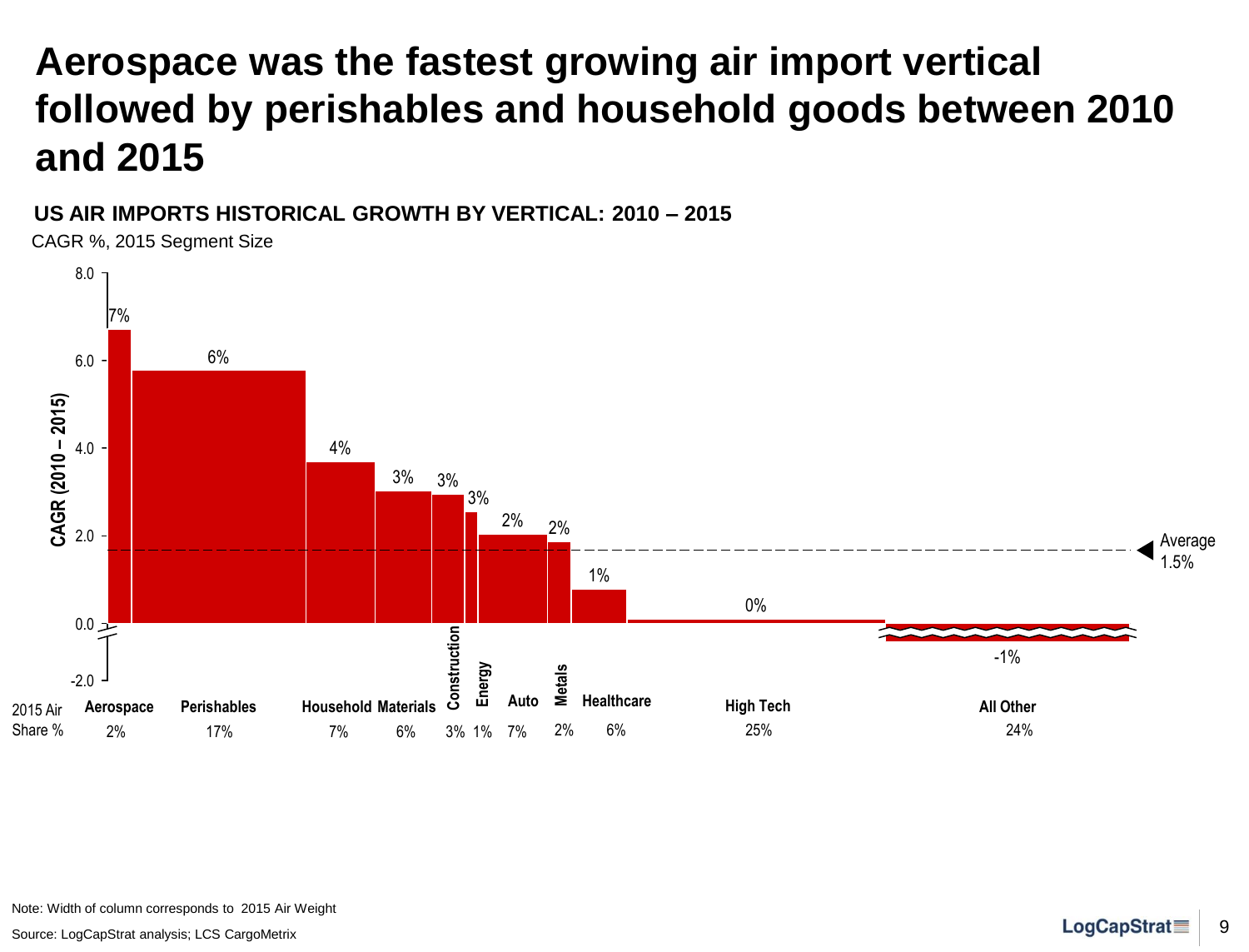# Aerospace was the fastest growing air import vertical followed by perishables and household goods between 2010 and 2015

**US AIR IMPORTS HISTORICAL GROWTH BY VERTICAL: 2010 – 2015**

CAGR %, 2015 Segment Size

| Vertical | CAGR (2010 – 2015) | 2015 Air Share % |
|---|---|---|
| Aerospace | 7% | 2% |
| Perishables | 6% | 17% |
| Household | 4% | 7% |
| Materials | 3% | 6% |
| Construction | 3% | 3% |
| Energy | 3% | 1% |
| Auto | 2% | 7% |
| Metals | 2% | 2% |
| Healthcare | 1% | 6% |
| High Tech | 0% | 25% |
| All Other | -1% | 24% |

Average 1.5%

Note: Width of column corresponds to 2015 Air Weight

Source: LogCapStrat analysis; LCS CargoMetrix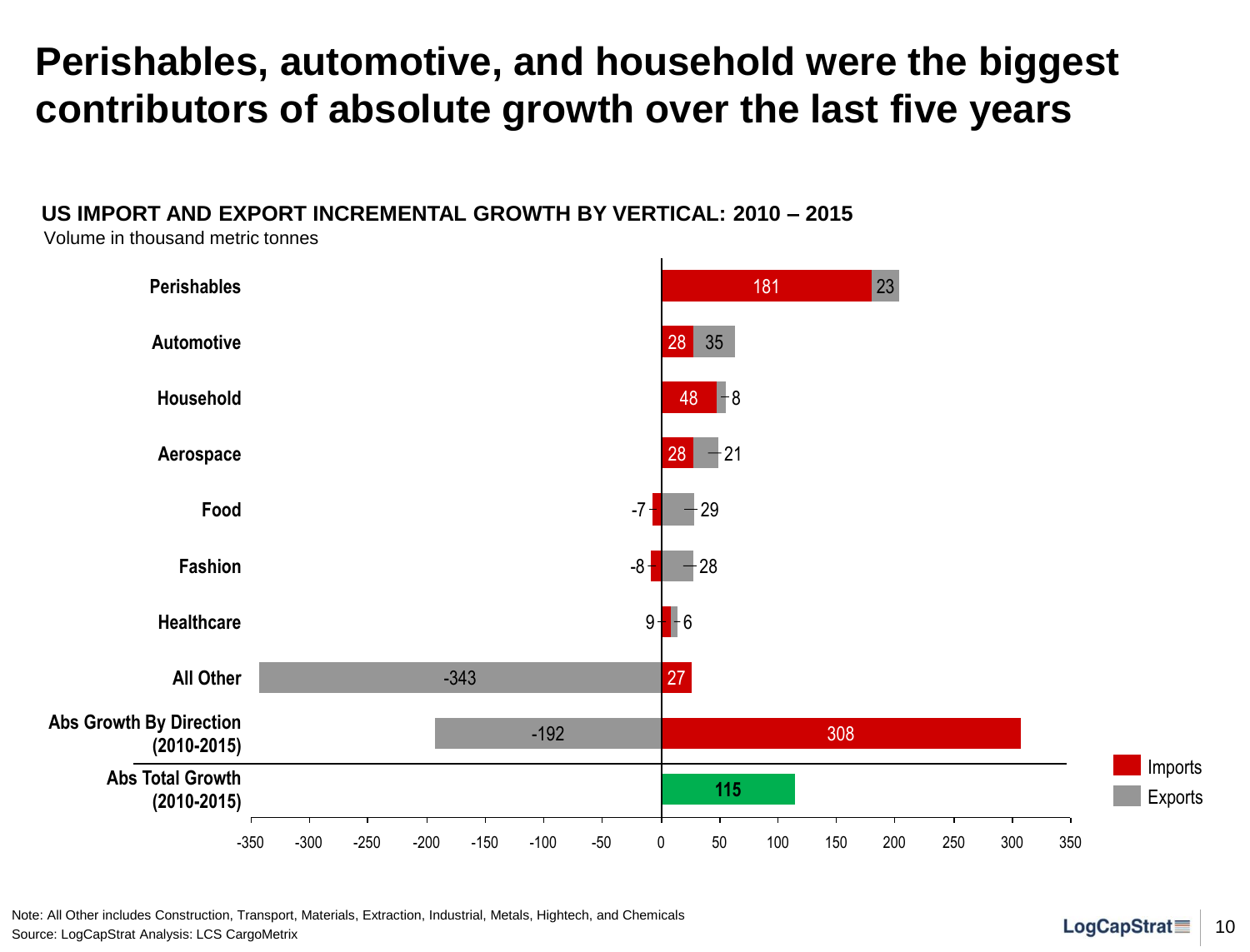# Perishables, automotive, and household were the biggest contributors of absolute growth over the last five years

## US IMPORT AND EXPORT INCREMENTAL GROWTH BY VERTICAL: 2010 – 2015

Volume in thousand metric tonnes

| Vertical | Imports | Exports |
|---|---|---|
| Perishables | 181 | 23 |
| Automotive | 28 | 35 |
| Household | 48 | 8 |
| Aerospace | 28 | 21 |
| Food | -7 | 29 |
| Fashion | -8 | 28 |
| Healthcare | 9 | 6 |
| All Other | 27 | -343 |
| Abs Growth By Direction (2010-2015) | 308 | -192 |
| Abs Total Growth (2010-2015) | 115 | |

Note: All Other includes Construction, Transport, Materials, Extraction, Industrial, Metals, Hightech, and Chemicals

Source: LogCapStrat Analysis: LCS CargoMetrix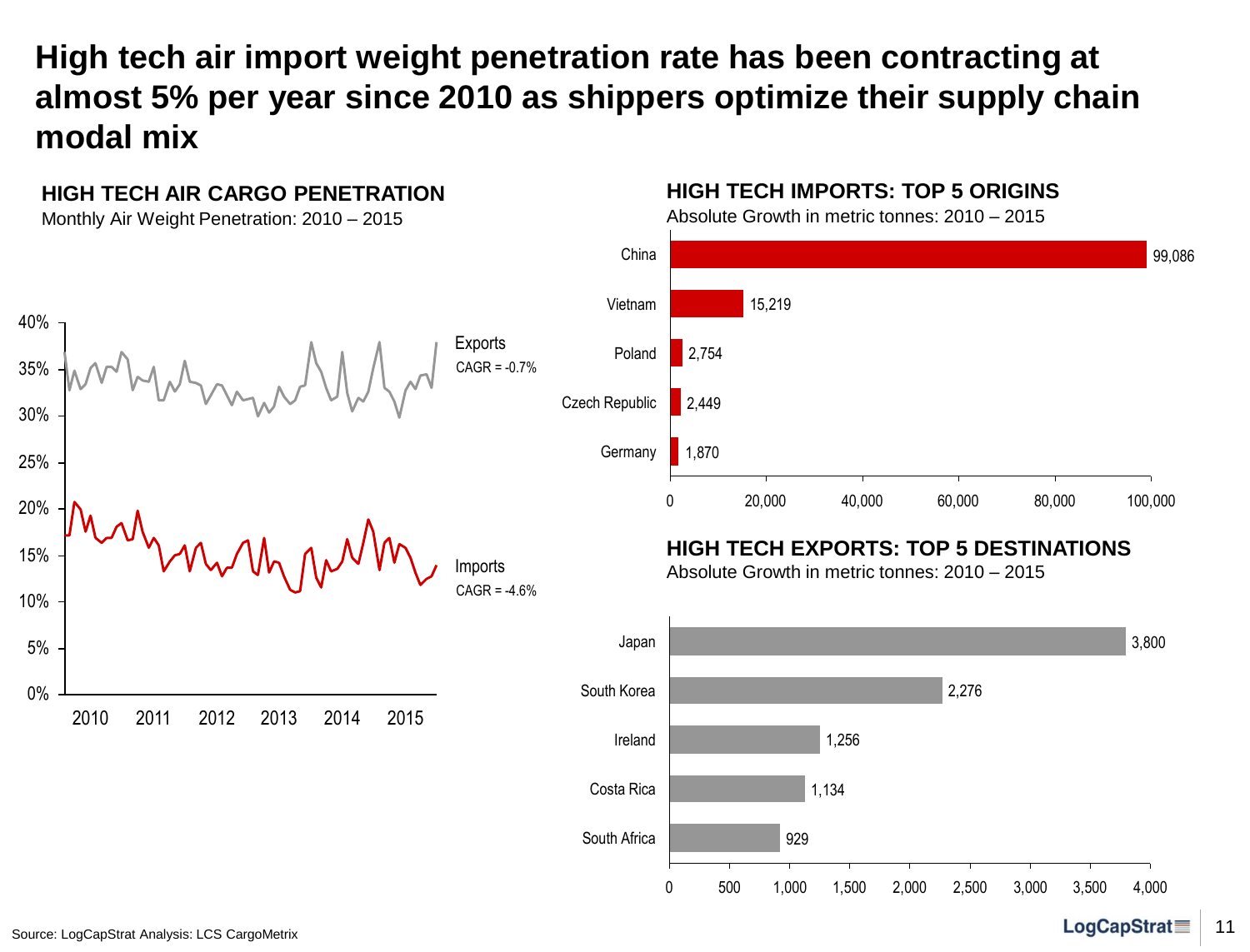# High tech air import weight penetration rate has been contracting at almost 5% per year since 2010 as shippers optimize their supply chain modal mix

## HIGH TECH AIR CARGO PENETRATION

Monthly Air Weight Penetration: 2010 – 2015

- Exports: CAGR = -0.7%
- Imports: CAGR = -4.6%

## HIGH TECH IMPORTS: TOP 5 ORIGINS

Absolute Growth in metric tonnes: 2010 – 2015

| Origin | Growth (metric tonnes) |
|---|---|
| China | 99,086 |
| Vietnam | 15,219 |
| Poland | 2,754 |
| Czech Republic | 2,449 |
| Germany | 1,870 |

## HIGH TECH EXPORTS: TOP 5 DESTINATIONS

Absolute Growth in metric tonnes: 2010 – 2015

| Destination | Growth (metric tonnes) |
|---|---|
| Japan | 3,800 |
| South Korea | 2,276 |
| Ireland | 1,256 |
| Costa Rica | 1,134 |
| South Africa | 929 |

Source: LogCapStrat Analysis: LCS CargoMetrix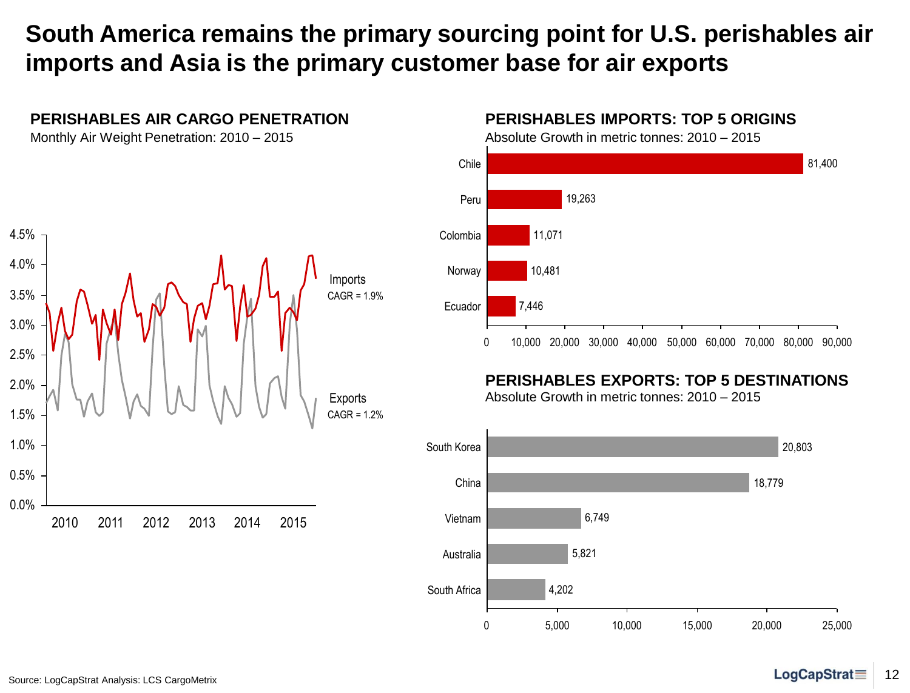# South America remains the primary sourcing point for U.S. perishables air imports and Asia is the primary customer base for air exports

## PERISHABLES AIR CARGO PENETRATION

Monthly Air Weight Penetration: 2010 – 2015

- Imports: CAGR = 1.9%
- Exports: CAGR = 1.2%

## PERISHABLES IMPORTS: TOP 5 ORIGINS

Absolute Growth in metric tonnes: 2010 – 2015

| Origin | Absolute Growth (metric tonnes) |
| --- | --- |
| Chile | 81,400 |
| Peru | 19,263 |
| Colombia | 11,071 |
| Norway | 10,481 |
| Ecuador | 7,446 |

## PERISHABLES EXPORTS: TOP 5 DESTINATIONS

Absolute Growth in metric tonnes: 2010 – 2015

| Destination | Absolute Growth (metric tonnes) |
| --- | --- |
| South Korea | 20,803 |
| China | 18,779 |
| Vietnam | 6,749 |
| Australia | 5,821 |
| South Africa | 4,202 |

Source: LogCapStrat Analysis: LCS CargoMetrix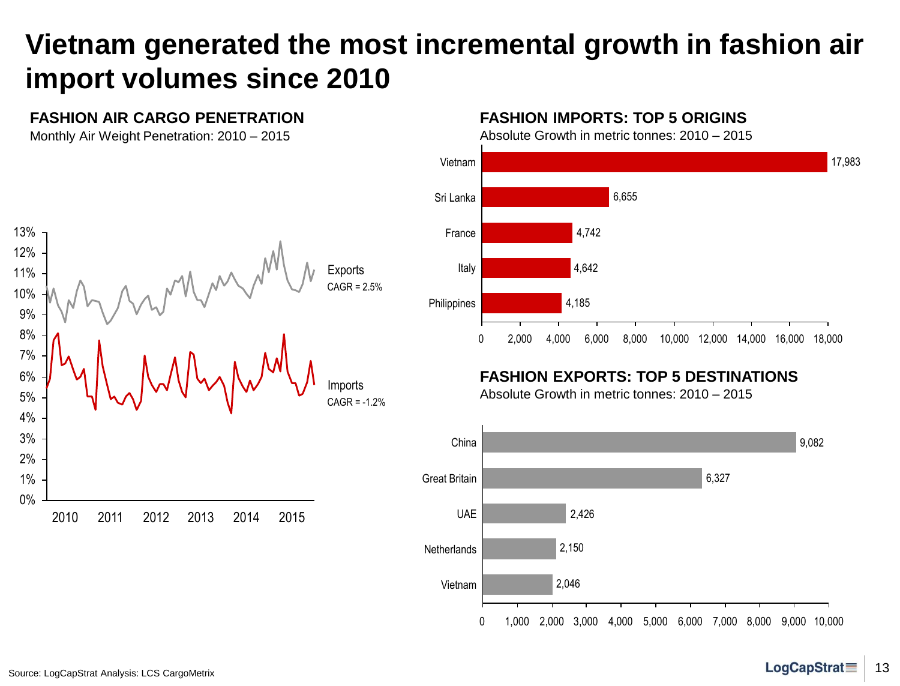# Vietnam generated the most incremental growth in fashion air import volumes since 2010

**FASHION AIR CARGO PENETRATION**

Monthly Air Weight Penetration: 2010 – 2015

- Exports CAGR = 2.5%
- Imports CAGR = -1.2%

**FASHION IMPORTS: TOP 5 ORIGINS**

Absolute Growth in metric tonnes: 2010 – 2015

| Origin | Absolute Growth (metric tonnes) |
| --- | --- |
| Vietnam | 17,983 |
| Sri Lanka | 6,655 |
| France | 4,742 |
| Italy | 4,642 |
| Philippines | 4,185 |

**FASHION EXPORTS: TOP 5 DESTINATIONS**

Absolute Growth in metric tonnes: 2010 – 2015

| Destination | Absolute Growth (metric tonnes) |
| --- | --- |
| China | 9,082 |
| Great Britain | 6,327 |
| UAE | 2,426 |
| Netherlands | 2,150 |
| Vietnam | 2,046 |

Source: LogCapStrat Analysis: LCS CargoMetrix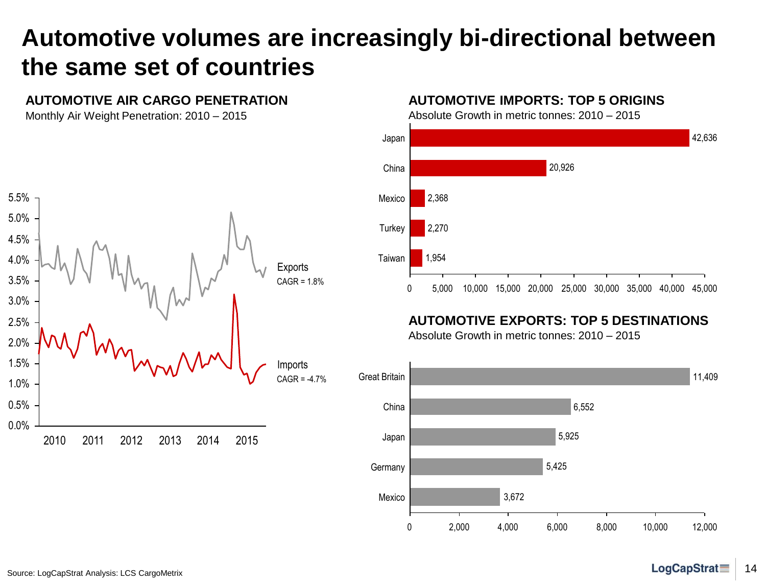# Automotive volumes are increasingly bi-directional between the same set of countries

## AUTOMOTIVE AIR CARGO PENETRATION

Monthly Air Weight Penetration: 2010 – 2015

Exports CAGR = 1.8%

Imports CAGR = -4.7%

## AUTOMOTIVE IMPORTS: TOP 5 ORIGINS

Absolute Growth in metric tonnes: 2010 – 2015

| Origin | Absolute Growth (metric tonnes) |
| --- | --- |
| Japan | 42,636 |
| China | 20,926 |
| Mexico | 2,368 |
| Turkey | 2,270 |
| Taiwan | 1,954 |

## AUTOMOTIVE EXPORTS: TOP 5 DESTINATIONS

Absolute Growth in metric tonnes: 2010 – 2015

| Destination | Absolute Growth (metric tonnes) |
| --- | --- |
| Great Britain | 11,409 |
| China | 6,552 |
| Japan | 5,925 |
| Germany | 5,425 |
| Mexico | 3,672 |

Source: LogCapStrat Analysis: LCS CargoMetrix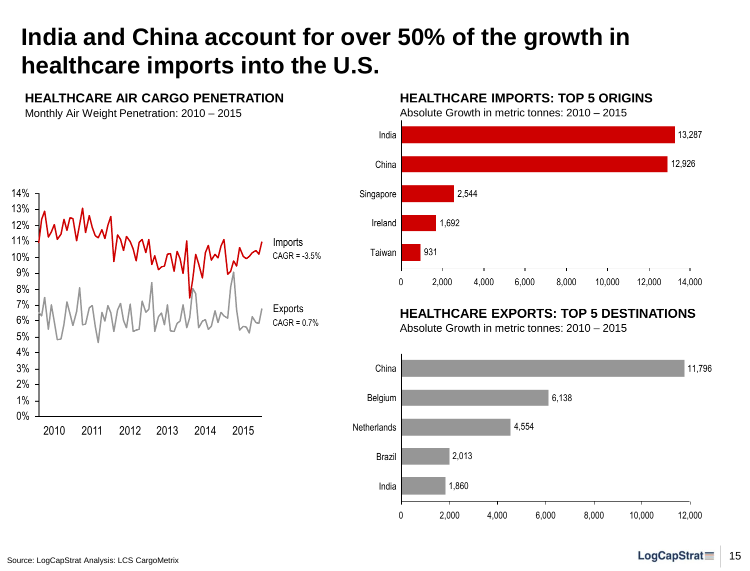# India and China account for over 50% of the growth in healthcare imports into the U.S.

## HEALTHCARE AIR CARGO PENETRATION

Monthly Air Weight Penetration: 2010 – 2015

Imports CAGR = -3.5%

Exports CAGR = 0.7%

## HEALTHCARE IMPORTS: TOP 5 ORIGINS

Absolute Growth in metric tonnes: 2010 – 2015

| Origin | Growth (metric tonnes) |
|---|---|
| India | 13,287 |
| China | 12,926 |
| Singapore | 2,544 |
| Ireland | 1,692 |
| Taiwan | 931 |

## HEALTHCARE EXPORTS: TOP 5 DESTINATIONS

Absolute Growth in metric tonnes: 2010 – 2015

| Destination | Growth (metric tonnes) |
|---|---|
| China | 11,796 |
| Belgium | 6,138 |
| Netherlands | 4,554 |
| Brazil | 2,013 |
| India | 1,860 |

Source: LogCapStrat Analysis: LCS CargoMetrix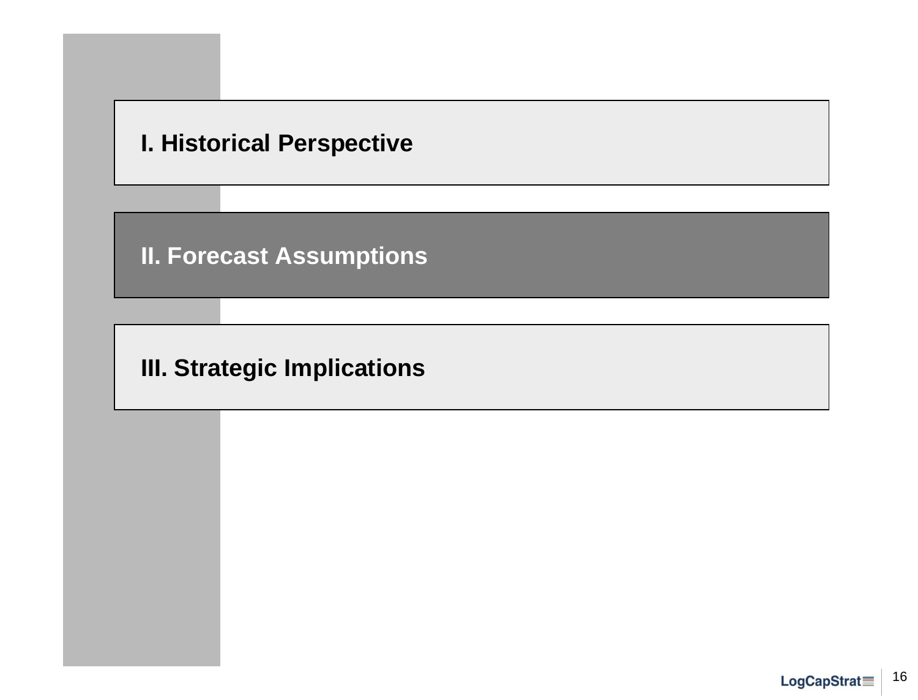**I. Historical Perspective**

**II. Forecast Assumptions**

**III. Strategic Implications**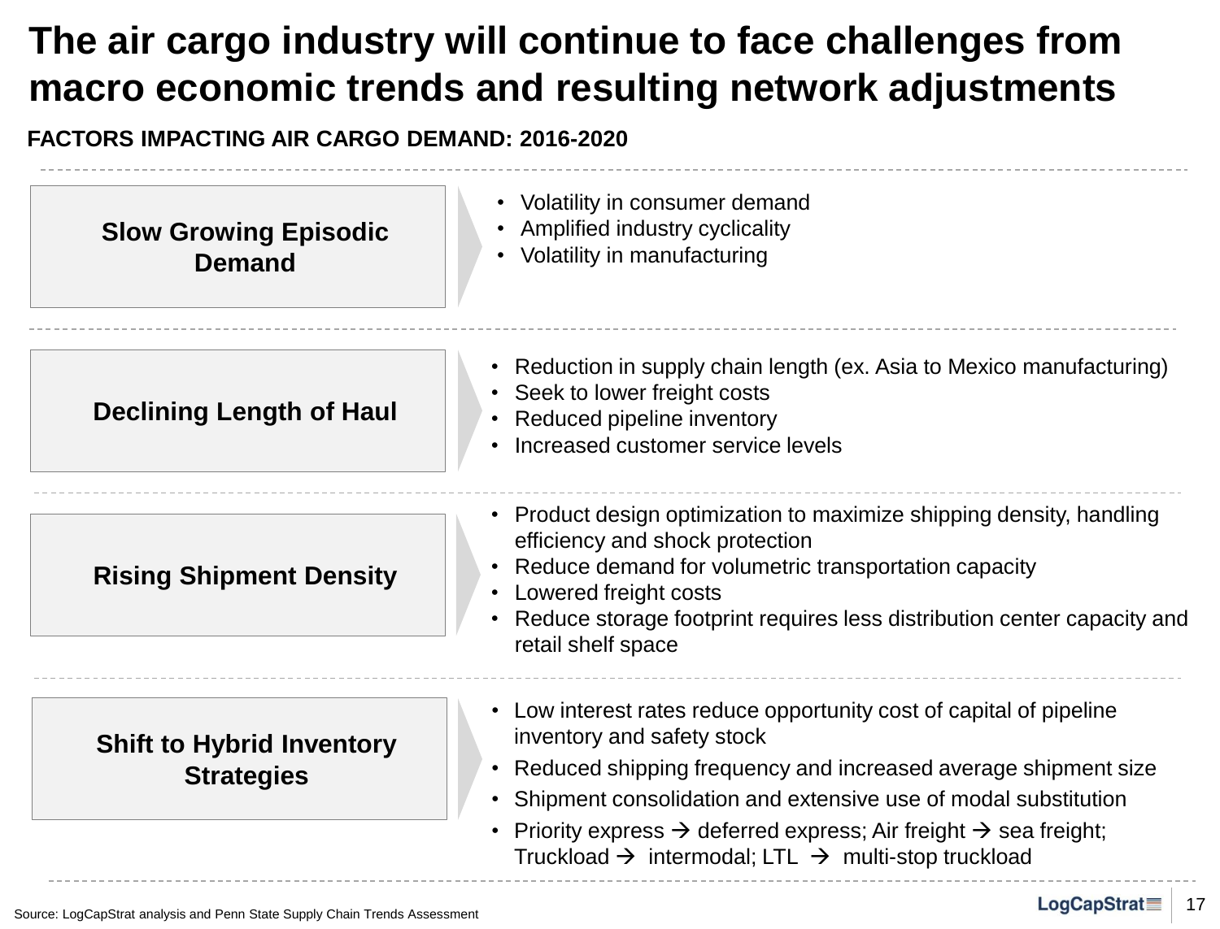# The air cargo industry will continue to face challenges from macro economic trends and resulting network adjustments

## FACTORS IMPACTING AIR CARGO DEMAND: 2016-2020

**Slow Growing Episodic Demand**

- Volatility in consumer demand
- Amplified industry cyclicality
- Volatility in manufacturing

**Declining Length of Haul**

- Reduction in supply chain length (ex. Asia to Mexico manufacturing)
- Seek to lower freight costs
- Reduced pipeline inventory
- Increased customer service levels

**Rising Shipment Density**

- Product design optimization to maximize shipping density, handling efficiency and shock protection
- Reduce demand for volumetric transportation capacity
- Lowered freight costs
- Reduce storage footprint requires less distribution center capacity and retail shelf space

**Shift to Hybrid Inventory Strategies**

- Low interest rates reduce opportunity cost of capital of pipeline inventory and safety stock
- Reduced shipping frequency and increased average shipment size
- Shipment consolidation and extensive use of modal substitution
- Priority express → deferred express; Air freight → sea freight; Truckload → intermodal; LTL → multi-stop truckload

Source: LogCapStrat analysis and Penn State Supply Chain Trends Assessment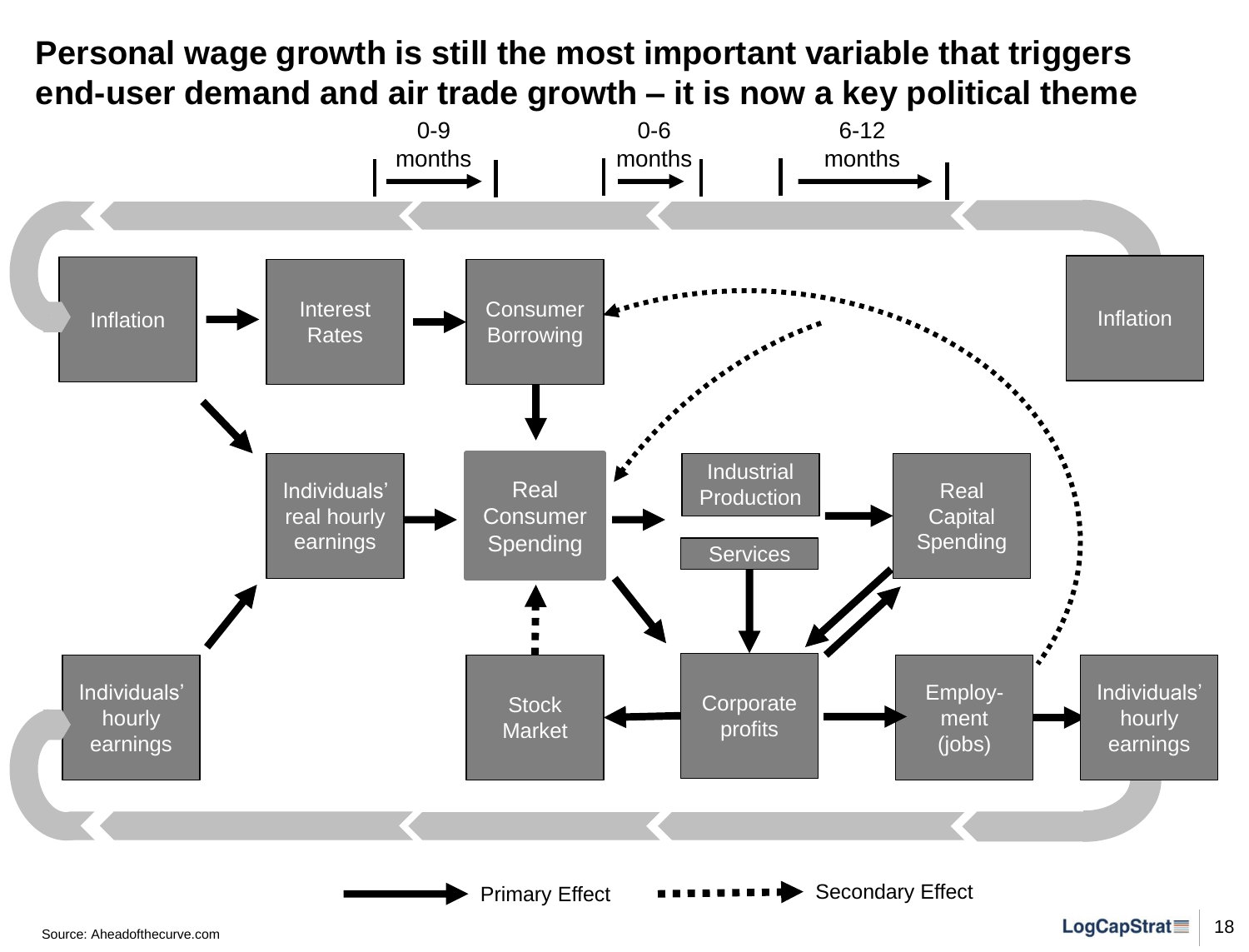# Personal wage growth is still the most important variable that triggers end-user demand and air trade growth – it is now a key political theme

0-9 months

0-6 months

6-12 months

Inflation

Interest Rates

Consumer Borrowing

Inflation

Individuals' real hourly earnings

Real Consumer Spending

Industrial Production

Services

Real Capital Spending

Individuals' hourly earnings

Stock Market

Corporate profits

Employ-ment (jobs)

Individuals' hourly earnings

Primary Effect

Secondary Effect

Source: Aheadofthecurve.com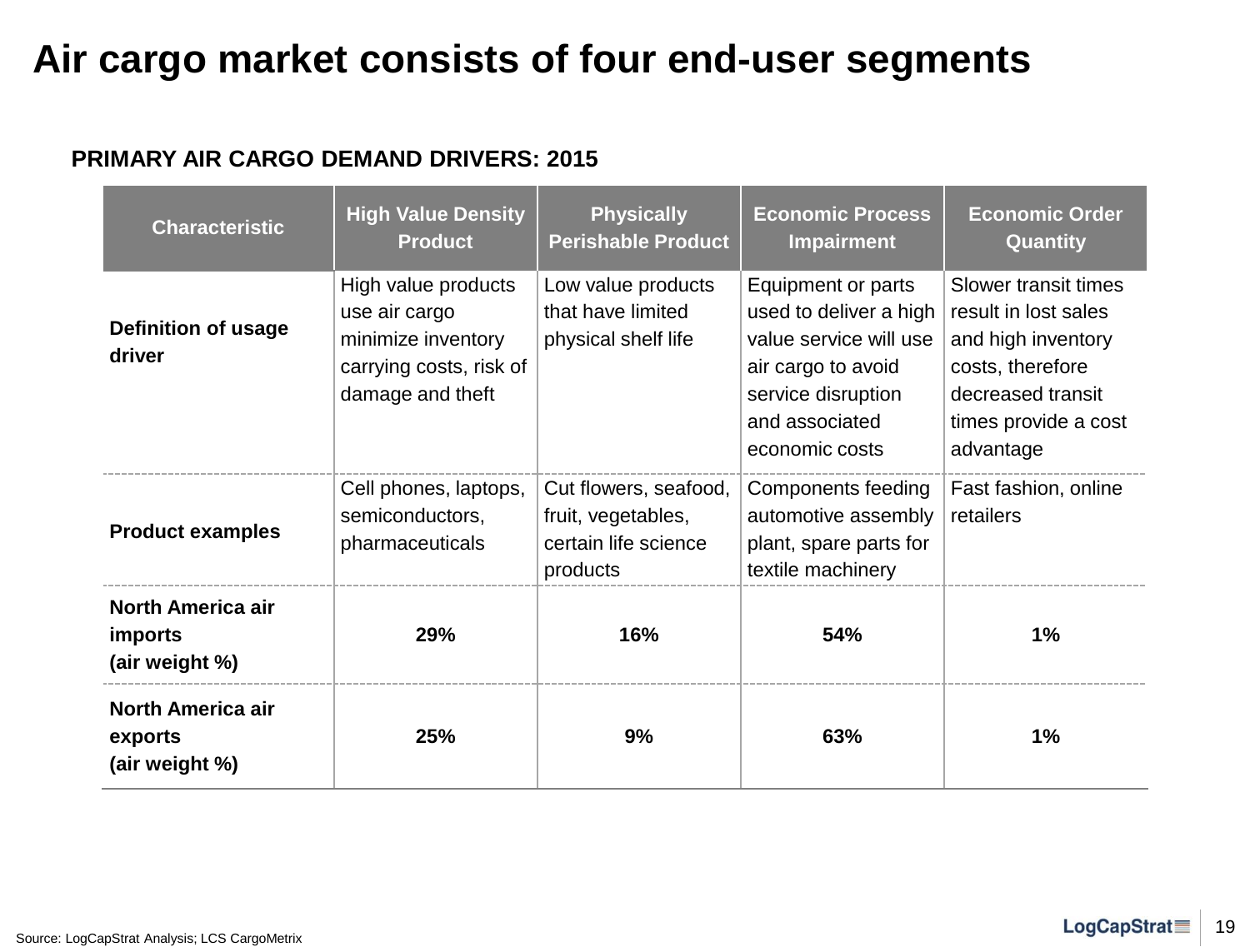# Air cargo market consists of four end-user segments

## PRIMARY AIR CARGO DEMAND DRIVERS: 2015

| Characteristic | High Value Density Product | Physically Perishable Product | Economic Process Impairment | Economic Order Quantity |
|---|---|---|---|---|
| **Definition of usage driver** | High value products use air cargo minimize inventory carrying costs, risk of damage and theft | Low value products that have limited physical shelf life | Equipment or parts used to deliver a high value service will use air cargo to avoid service disruption and associated economic costs | Slower transit times result in lost sales and high inventory costs, therefore decreased transit times provide a cost advantage |
| **Product examples** | Cell phones, laptops, semiconductors, pharmaceuticals | Cut flowers, seafood, fruit, vegetables, certain life science products | Components feeding automotive assembly plant, spare parts for textile machinery | Fast fashion, online retailers |
| **North America air imports (air weight %)** | **29%** | **16%** | **54%** | **1%** |
| **North America air exports (air weight %)** | **25%** | **9%** | **63%** | **1%** |

Source: LogCapStrat Analysis; LCS CargoMetrix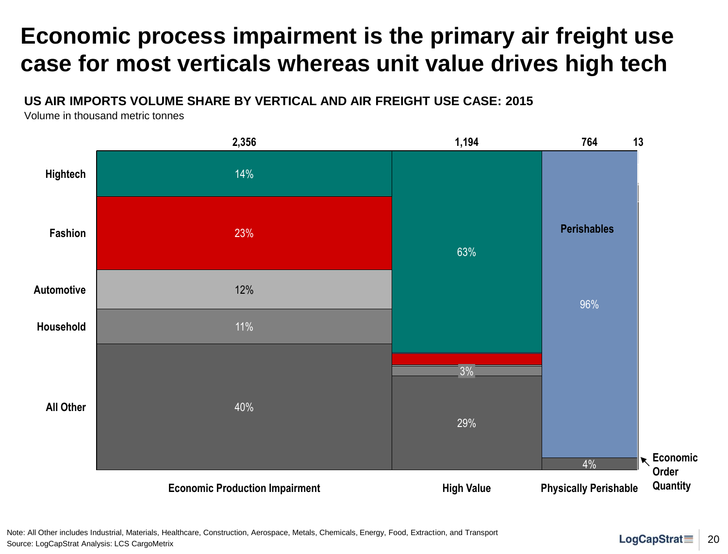# Economic process impairment is the primary air freight use case for most verticals whereas unit value drives high tech

**US AIR IMPORTS VOLUME SHARE BY VERTICAL AND AIR FREIGHT USE CASE: 2015**

Volume in thousand metric tonnes

| Vertical | Economic Production Impairment (2,356) | High Value (1,194) | Physically Perishable (764) | Economic Order Quantity (13) |
|---|---|---|---|---|
| Hightech | 14% | 63% | | |
| Fashion | 23% | | | |
| Automotive | 12% | | | |
| Household | 11% | 3% | | |
| Perishables | | | 96% | |
| All Other | 40% | 29% | 4% | |

Note: All Other includes Industrial, Materials, Healthcare, Construction, Aerospace, Metals, Chemicals, Energy, Food, Extraction, and Transport

Source: LogCapStrat Analysis: LCS CargoMetrix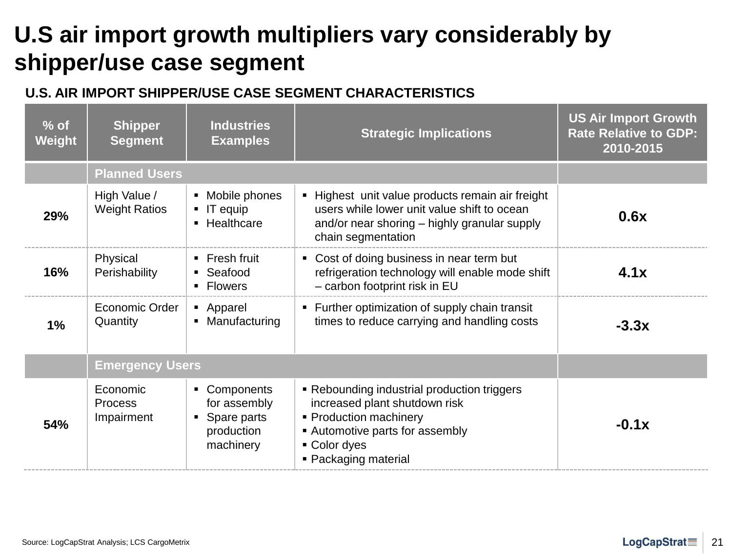# U.S air import growth multipliers vary considerably by shipper/use case segment

## U.S. AIR IMPORT SHIPPER/USE CASE SEGMENT CHARACTERISTICS

| % of Weight | Shipper Segment | Industries Examples | Strategic Implications | US Air Import Growth Rate Relative to GDP: 2010-2015 |
|---|---|---|---|---|
| | **Planned Users** | | | |
| 29% | High Value / Weight Ratios | ▪ Mobile phones<br>▪ IT equip<br>▪ Healthcare | ▪ Highest unit value products remain air freight users while lower unit value shift to ocean and/or near shoring – highly granular supply chain segmentation | **0.6x** |
| 16% | Physical Perishability | ▪ Fresh fruit<br>▪ Seafood<br>▪ Flowers | ▪ Cost of doing business in near term but refrigeration technology will enable mode shift – carbon footprint risk in EU | **4.1x** |
| 1% | Economic Order Quantity | ▪ Apparel<br>▪ Manufacturing | ▪ Further optimization of supply chain transit times to reduce carrying and handling costs | **-3.3x** |
| | **Emergency Users** | | | |
| 54% | Economic Process Impairment | ▪ Components for assembly<br>▪ Spare parts production machinery | ▪ Rebounding industrial production triggers increased plant shutdown risk<br>▪ Production machinery<br>▪ Automotive parts for assembly<br>▪ Color dyes<br>▪ Packaging material | **-0.1x** |

Source: LogCapStrat Analysis; LCS CargoMetrix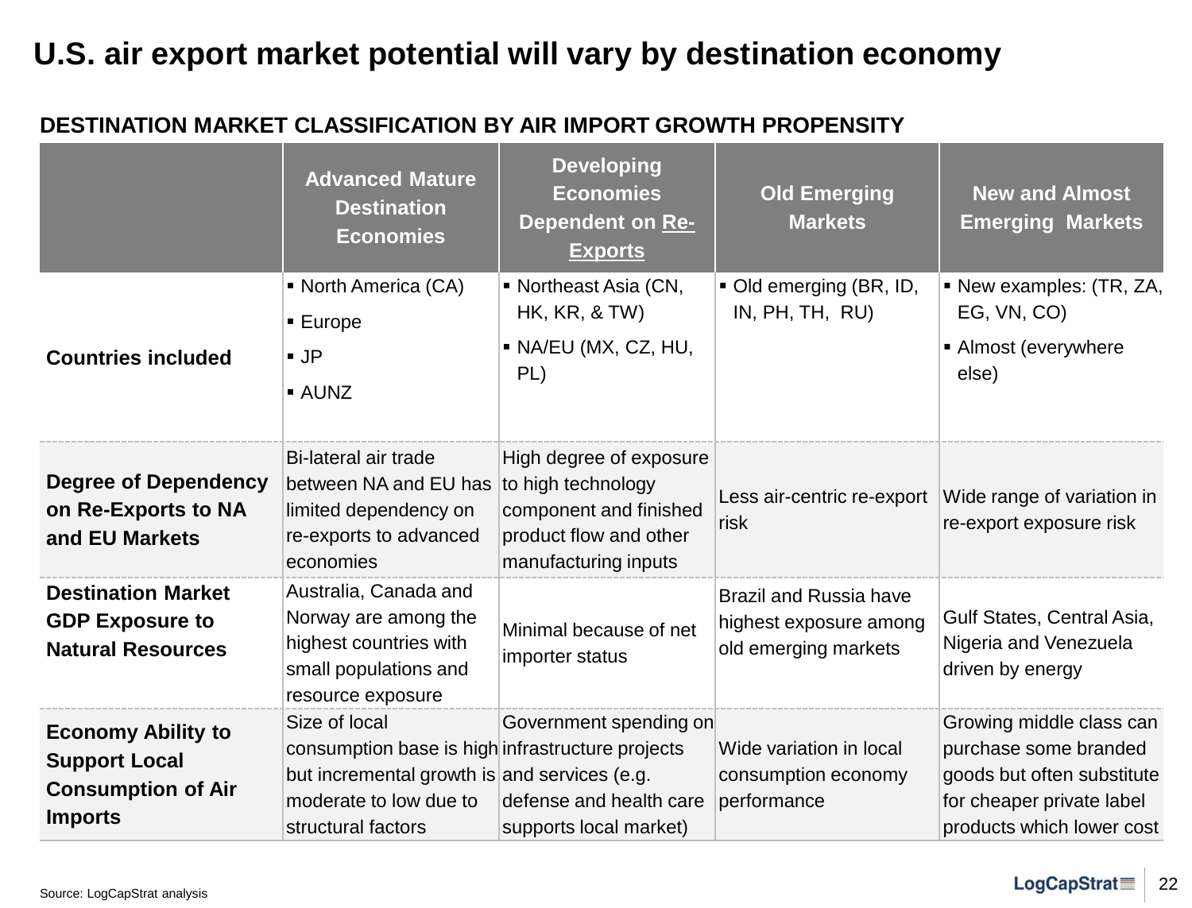# U.S. air export market potential will vary by destination economy

**DESTINATION MARKET CLASSIFICATION BY AIR IMPORT GROWTH PROPENSITY**

| | Advanced Mature Destination Economies | Developing Economies Dependent on Re-Exports | Old Emerging Markets | New and Almost Emerging Markets |
|---|---|---|---|---|
| **Countries included** | ▪ North America (CA)<br>▪ Europe<br>▪ JP<br>▪ AUNZ | ▪ Northeast Asia (CN, HK, KR, & TW)<br>▪ NA/EU (MX, CZ, HU, PL) | ▪ Old emerging (BR, ID, IN, PH, TH, RU) | ▪ New examples: (TR, ZA, EG, VN, CO)<br>▪ Almost (everywhere else) |
| **Degree of Dependency on Re-Exports to NA and EU Markets** | Bi-lateral air trade between NA and EU has limited dependency on re-exports to advanced economies | High degree of exposure to high technology component and finished product flow and other manufacturing inputs | Less air-centric re-export risk | Wide range of variation in re-export exposure risk |
| **Destination Market GDP Exposure to Natural Resources** | Australia, Canada and Norway are among the highest countries with small populations and resource exposure | Minimal because of net importer status | Brazil and Russia have highest exposure among old emerging markets | Gulf States, Central Asia, Nigeria and Venezuela driven by energy |
| **Economy Ability to Support Local Consumption of Air Imports** | Size of local consumption base is high but incremental growth is moderate to low due to structural factors | Government spending on infrastructure projects and services (e.g. defense and health care supports local market) | Wide variation in local consumption economy performance | Growing middle class can purchase some branded goods but often substitute for cheaper private label products which lower cost |

Source: LogCapStrat analysis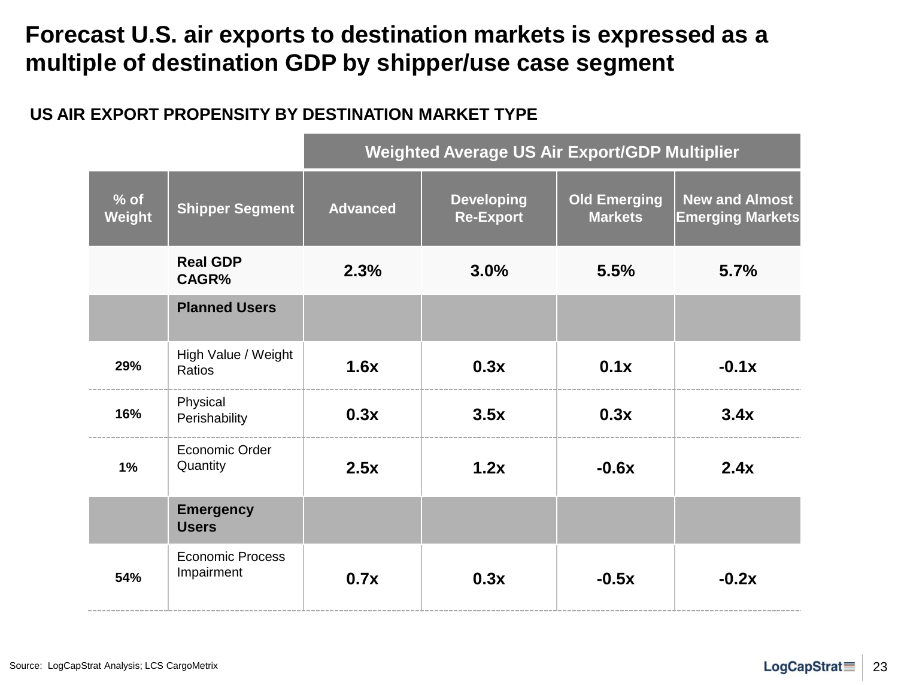# Forecast U.S. air exports to destination markets is expressed as a multiple of destination GDP by shipper/use case segment

## US AIR EXPORT PROPENSITY BY DESTINATION MARKET TYPE

| | | Weighted Average US Air Export/GDP Multiplier | | | |
|---|---|---|---|---|---|
| **% of Weight** | **Shipper Segment** | **Advanced** | **Developing Re-Export** | **Old Emerging Markets** | **New and Almost Emerging Markets** |
| | **Real GDP CAGR%** | **2.3%** | **3.0%** | **5.5%** | **5.7%** |
| | **Planned Users** | | | | |
| **29%** | High Value / Weight Ratios | **1.6x** | **0.3x** | **0.1x** | **-0.1x** |
| **16%** | Physical Perishability | **0.3x** | **3.5x** | **0.3x** | **3.4x** |
| **1%** | Economic Order Quantity | **2.5x** | **1.2x** | **-0.6x** | **2.4x** |
| | **Emergency Users** | | | | |
| **54%** | Economic Process Impairment | **0.7x** | **0.3x** | **-0.5x** | **-0.2x** |

Source: LogCapStrat Analysis; LCS CargoMetrix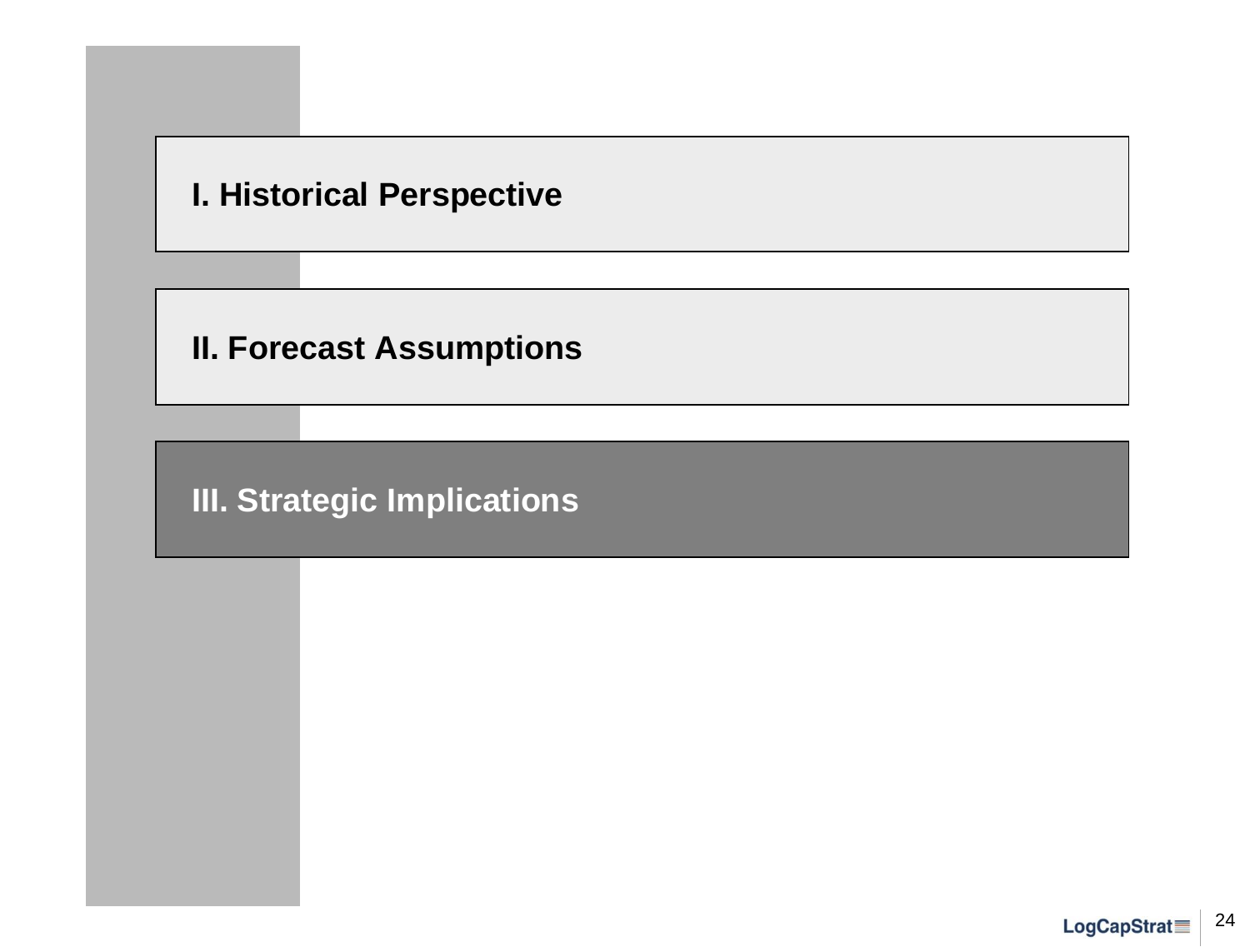**I. Historical Perspective**

**II. Forecast Assumptions**

**III. Strategic Implications**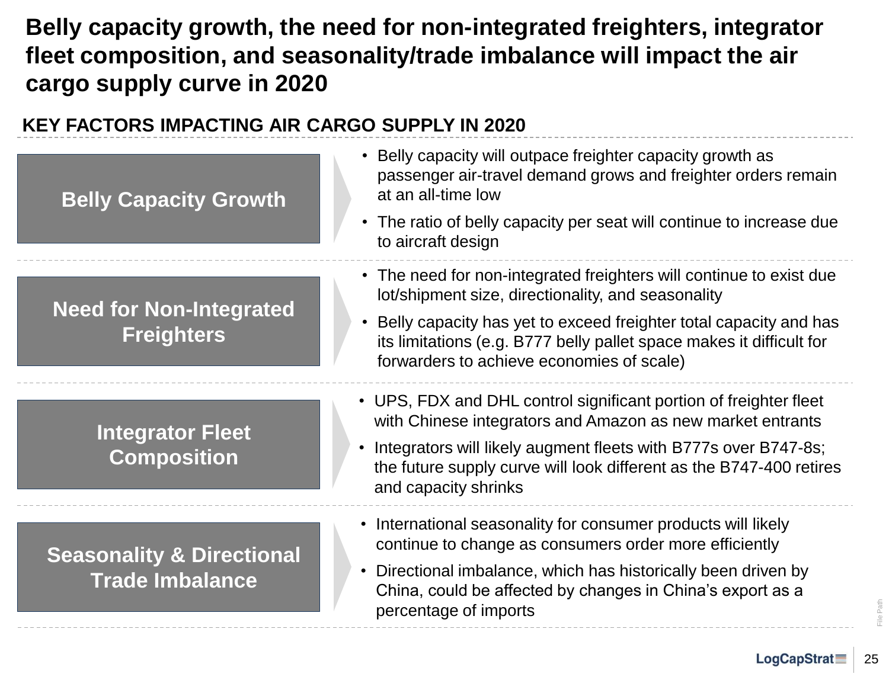# Belly capacity growth, the need for non-integrated freighters, integrator fleet composition, and seasonality/trade imbalance will impact the air cargo supply curve in 2020

## KEY FACTORS IMPACTING AIR CARGO SUPPLY IN 2020

### Belly Capacity Growth

- Belly capacity will outpace freighter capacity growth as passenger air-travel demand grows and freighter orders remain at an all-time low
- The ratio of belly capacity per seat will continue to increase due to aircraft design

### Need for Non-Integrated Freighters

- The need for non-integrated freighters will continue to exist due lot/shipment size, directionality, and seasonality
- Belly capacity has yet to exceed freighter total capacity and has its limitations (e.g. B777 belly pallet space makes it difficult for forwarders to achieve economies of scale)

### Integrator Fleet Composition

- UPS, FDX and DHL control significant portion of freighter fleet with Chinese integrators and Amazon as new market entrants
- Integrators will likely augment fleets with B777s over B747-8s; the future supply curve will look different as the B747-400 retires and capacity shrinks

### Seasonality & Directional Trade Imbalance

- International seasonality for consumer products will likely continue to change as consumers order more efficiently
- Directional imbalance, which has historically been driven by China, could be affected by changes in China's export as a percentage of imports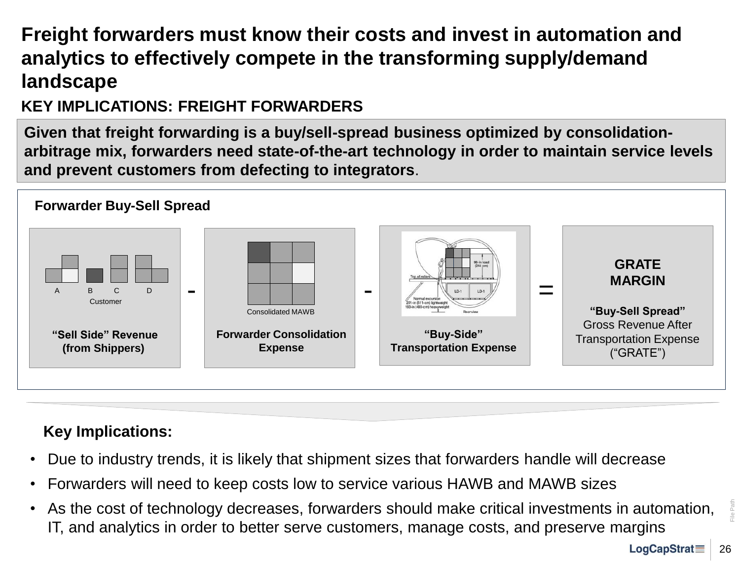# Freight forwarders must know their costs and invest in automation and analytics to effectively compete in the transforming supply/demand landscape

## KEY IMPLICATIONS: FREIGHT FORWARDERS

**Given that freight forwarding is a buy/sell-spread business optimized by consolidation-arbitrage mix, forwarders need state-of-the-art technology in order to maintain service levels and prevent customers from defecting to integrators.**

### Forwarder Buy-Sell Spread

A B C D
Customer

**"Sell Side" Revenue (from Shippers)**

-

Consolidated MAWB

**Forwarder Consolidation Expense**

-

96-in load (244 cm)
Top of rollers
LD-1 LD-1
Normal excursion
201-in (511-cm) lightweight
193-in (490-cm) heavyweight
Rear view

**"Buy-Side" Transportation Expense**

=

**GRATE MARGIN**

**"Buy-Sell Spread"**
Gross Revenue After Transportation Expense ("GRATE")

### Key Implications:

- Due to industry trends, it is likely that shipment sizes that forwarders handle will decrease
- Forwarders will need to keep costs low to service various HAWB and MAWB sizes
- As the cost of technology decreases, forwarders should make critical investments in automation, IT, and analytics in order to better serve customers, manage costs, and preserve margins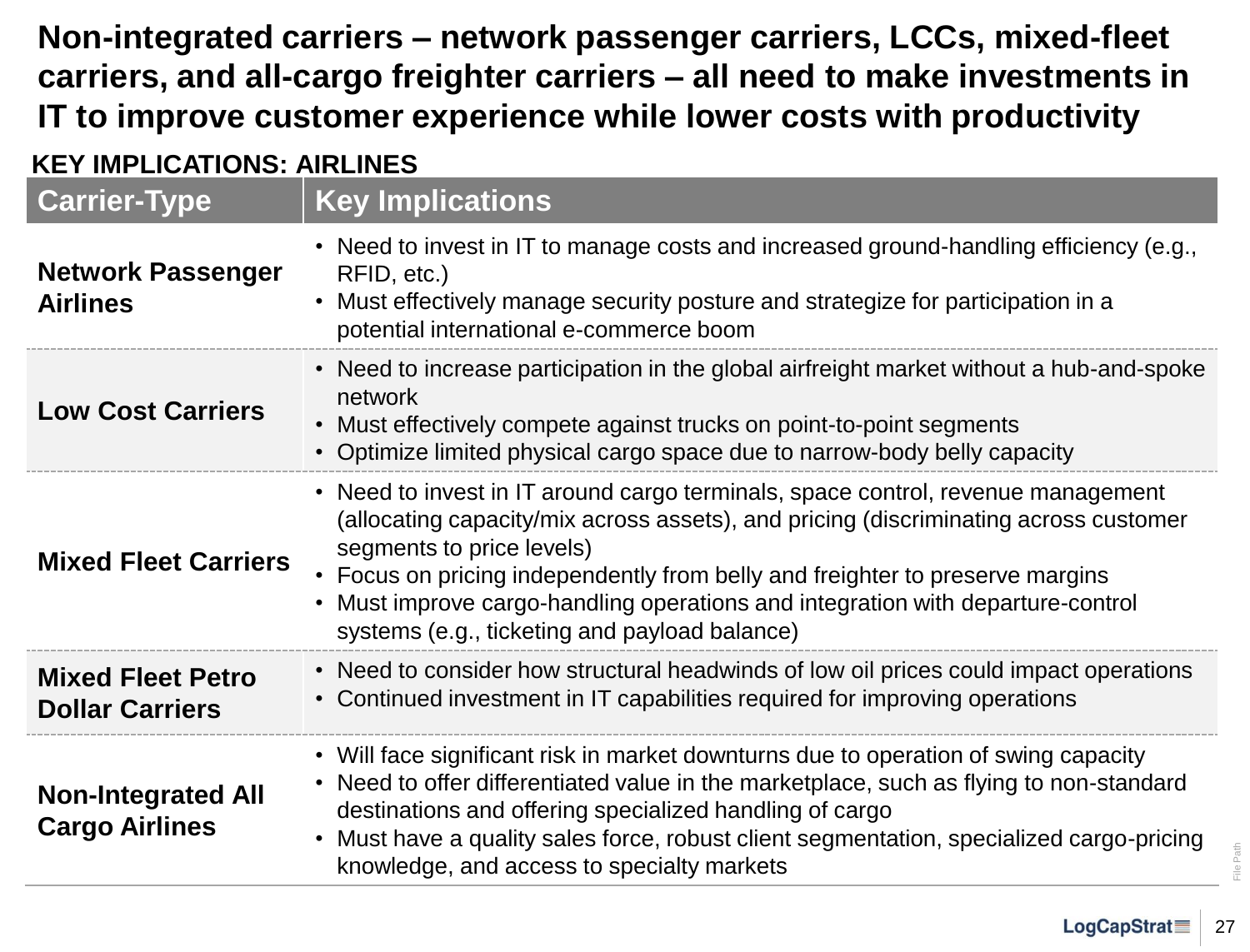# Non-integrated carriers – network passenger carriers, LCCs, mixed-fleet carriers, and all-cargo freighter carriers – all need to make investments in IT to improve customer experience while lower costs with productivity

## KEY IMPLICATIONS: AIRLINES

| Carrier-Type | Key Implications |
|---|---|
| **Network Passenger Airlines** | • Need to invest in IT to manage costs and increased ground-handling efficiency (e.g., RFID, etc.)<br>• Must effectively manage security posture and strategize for participation in a potential international e-commerce boom |
| **Low Cost Carriers** | • Need to increase participation in the global airfreight market without a hub-and-spoke network<br>• Must effectively compete against trucks on point-to-point segments<br>• Optimize limited physical cargo space due to narrow-body belly capacity |
| **Mixed Fleet Carriers** | • Need to invest in IT around cargo terminals, space control, revenue management (allocating capacity/mix across assets), and pricing (discriminating across customer segments to price levels)<br>• Focus on pricing independently from belly and freighter to preserve margins<br>• Must improve cargo-handling operations and integration with departure-control systems (e.g., ticketing and payload balance) |
| **Mixed Fleet Petro Dollar Carriers** | • Need to consider how structural headwinds of low oil prices could impact operations<br>• Continued investment in IT capabilities required for improving operations |
| **Non-Integrated All Cargo Airlines** | • Will face significant risk in market downturns due to operation of swing capacity<br>• Need to offer differentiated value in the marketplace, such as flying to non-standard destinations and offering specialized handling of cargo<br>• Must have a quality sales force, robust client segmentation, specialized cargo-pricing knowledge, and access to specialty markets |